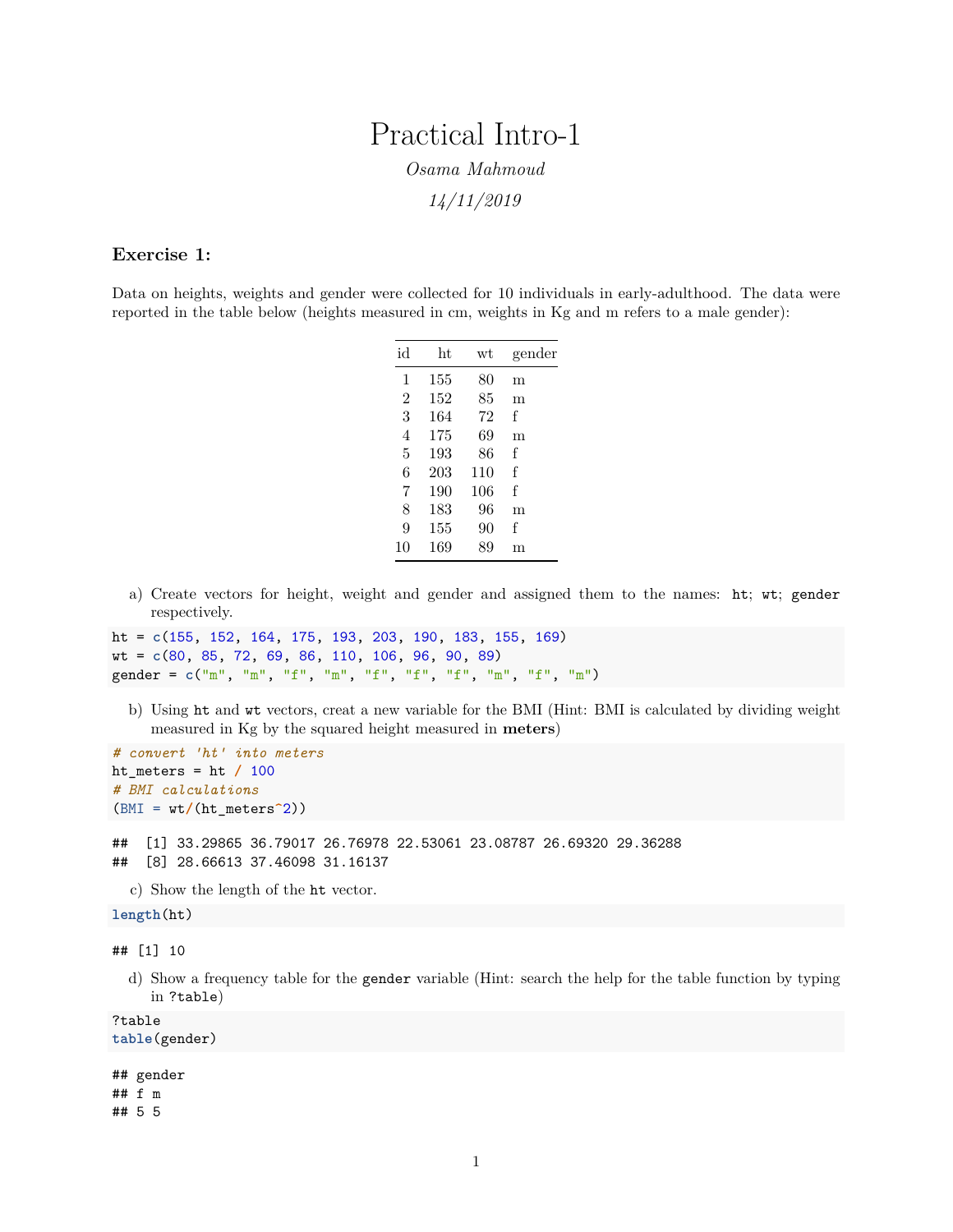# Practical Intro-1

*Osama Mahmoud*

*14/11/2019*

### Exercise 1:

Data on heights, weights and gender were collected for 10 individuals in early-adulthood. The data were reported in the table below (heights measured in cm, weights in Kg and m refers to a male gender):

| id | ht | wt | gender |
|---|---|---|---|
| 1 | 155 | 80 | m |
| 2 | 152 | 85 | m |
| 3 | 164 | 72 | f |
| 4 | 175 | 69 | m |
| 5 | 193 | 86 | f |
| 6 | 203 | 110 | f |
| 7 | 190 | 106 | f |
| 8 | 183 | 96 | m |
| 9 | 155 | 90 | f |
| 10 | 169 | 89 | m |

a) Create vectors for height, weight and gender and assigned them to the names: `ht`; `wt`; `gender` respectively.

```
ht = c(155, 152, 164, 175, 193, 203, 190, 183, 155, 169)
wt = c(80, 85, 72, 69, 86, 110, 106, 96, 90, 89)
gender = c("m", "m", "f", "m", "f", "f", "f", "m", "f", "m")
```

b) Using `ht` and `wt` vectors, creat a new variable for the BMI (Hint: BMI is calculated by dividing weight measured in Kg by the squared height measured in **meters**)

```
# convert 'ht' into meters
ht_meters = ht / 100
# BMI calculations
(BMI = wt/(ht_meters^2))
```

```
##  [1] 33.29865 36.79017 26.76978 22.53061 23.08787 26.69320 29.36288
##  [8] 28.66613 37.46098 31.16137
```

c) Show the length of the `ht` vector.

```
length(ht)
```

```
## [1] 10
```

d) Show a frequency table for the `gender` variable (Hint: search the help for the table function by typing in `?table`)

```
?table
table(gender)
```

```
## gender
## f m
## 5 5
```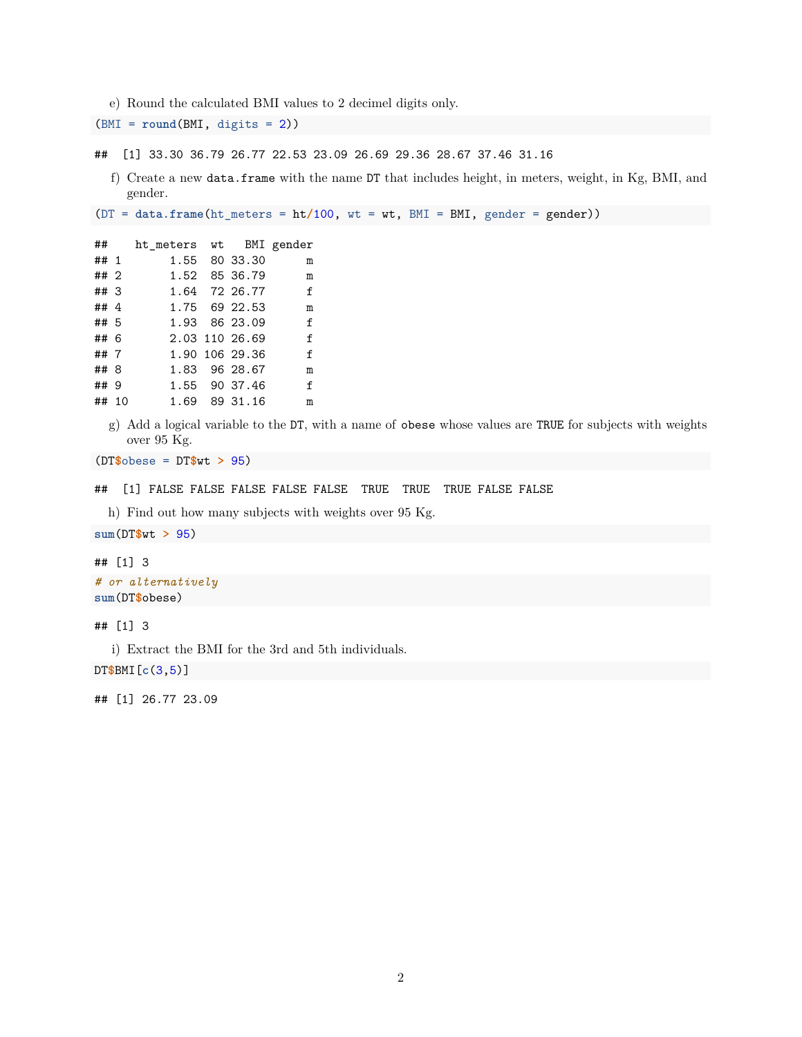e) Round the calculated BMI values to 2 decimel digits only.

```r
(BMI = round(BMI, digits = 2))
```

```
##  [1] 33.30 36.79 26.77 22.53 23.09 26.69 29.36 28.67 37.46 31.16
```

f) Create a new `data.frame` with the name `DT` that includes height, in meters, weight, in Kg, BMI, and gender.

```r
(DT = data.frame(ht_meters = ht/100, wt = wt, BMI = BMI, gender = gender))
```

```
##    ht_meters  wt   BMI gender
## 1       1.55  80 33.30      m
## 2       1.52  85 36.79      m
## 3       1.64  72 26.77      f
## 4       1.75  69 22.53      m
## 5       1.93  86 23.09      f
## 6       2.03 110 26.69      f
## 7       1.90 106 29.36      f
## 8       1.83  96 28.67      m
## 9       1.55  90 37.46      f
## 10      1.69  89 31.16      m
```

g) Add a logical variable to the `DT`, with a name of `obese` whose values are `TRUE` for subjects with weights over 95 Kg.

```r
(DT$obese = DT$wt > 95)
```

```
##  [1] FALSE FALSE FALSE FALSE FALSE  TRUE  TRUE  TRUE FALSE FALSE
```

h) Find out how many subjects with weights over 95 Kg.

```r
sum(DT$wt > 95)
```

```
## [1] 3
```

```r
# or alternatively
sum(DT$obese)
```

```
## [1] 3
```

i) Extract the BMI for the 3rd and 5th individuals.

```r
DT$BMI[c(3,5)]
```

```
## [1] 26.77 23.09
```